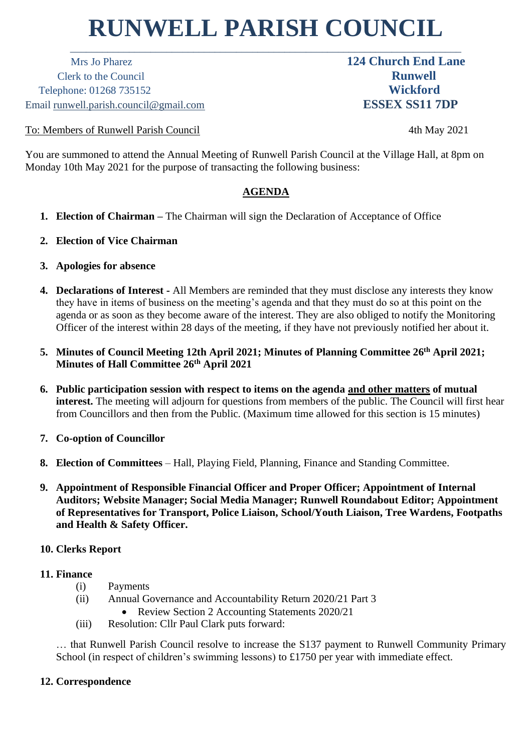# RUNWELL PARISH COUNCIL

Mrs Jo Pharez
Clerk to the Council
Telephone: 01268 735152
Email runwell.parish.council@gmail.com

**124 Church End Lane**
**Runwell**
**Wickford**
**ESSEX SS11 7DP**

To: Members of Runwell Parish Council

4th May 2021

You are summoned to attend the Annual Meeting of Runwell Parish Council at the Village Hall, at 8pm on Monday 10th May 2021 for the purpose of transacting the following business:

## AGENDA

1. **Election of Chairman –** The Chairman will sign the Declaration of Acceptance of Office

2. **Election of Vice Chairman**

3. **Apologies for absence**

4. **Declarations of Interest** - All Members are reminded that they must disclose any interests they know they have in items of business on the meeting's agenda and that they must do so at this point on the agenda or as soon as they become aware of the interest. They are also obliged to notify the Monitoring Officer of the interest within 28 days of the meeting, if they have not previously notified her about it.

5. **Minutes of Council Meeting 12th April 2021; Minutes of Planning Committee 26th April 2021; Minutes of Hall Committee 26th April 2021**

6. **Public participation session with respect to items on the agenda and other matters of mutual interest.** The meeting will adjourn for questions from members of the public. The Council will first hear from Councillors and then from the Public. (Maximum time allowed for this section is 15 minutes)

7. **Co-option of Councillor**

8. **Election of Committees** – Hall, Playing Field, Planning, Finance and Standing Committee.

9. **Appointment of Responsible Financial Officer and Proper Officer; Appointment of Internal Auditors; Website Manager; Social Media Manager; Runwell Roundabout Editor; Appointment of Representatives for Transport, Police Liaison, School/Youth Liaison, Tree Wardens, Footpaths and Health & Safety Officer.**

10. **Clerks Report**

11. **Finance**
    - (i) Payments
    - (ii) Annual Governance and Accountability Return 2020/21 Part 3
      - Review Section 2 Accounting Statements 2020/21
    - (iii) Resolution: Cllr Paul Clark puts forward:

    … that Runwell Parish Council resolve to increase the S137 payment to Runwell Community Primary School (in respect of children's swimming lessons) to £1750 per year with immediate effect.

12. **Correspondence**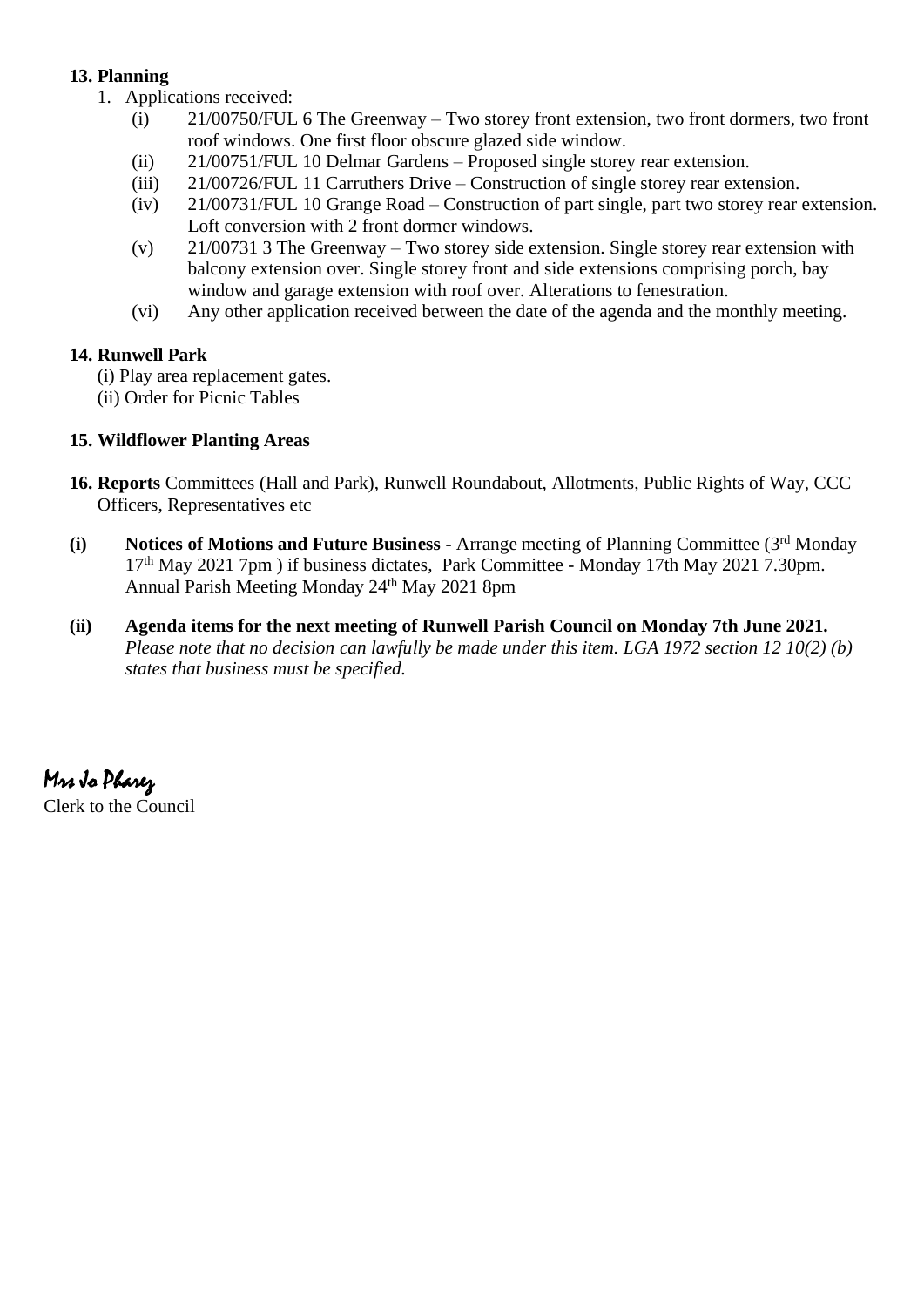**13. Planning**

1. Applications received:
   - (i) 21/00750/FUL 6 The Greenway – Two storey front extension, two front dormers, two front roof windows. One first floor obscure glazed side window.
   - (ii) 21/00751/FUL 10 Delmar Gardens – Proposed single storey rear extension.
   - (iii) 21/00726/FUL 11 Carruthers Drive – Construction of single storey rear extension.
   - (iv) 21/00731/FUL 10 Grange Road – Construction of part single, part two storey rear extension. Loft conversion with 2 front dormer windows.
   - (v) 21/00731 3 The Greenway – Two storey side extension. Single storey rear extension with balcony extension over. Single storey front and side extensions comprising porch, bay window and garage extension with roof over. Alterations to fenestration.
   - (vi) Any other application received between the date of the agenda and the monthly meeting.

**14. Runwell Park**

(i) Play area replacement gates.
(ii) Order for Picnic Tables

**15. Wildflower Planting Areas**

**16. Reports** Committees (Hall and Park), Runwell Roundabout, Allotments, Public Rights of Way, CCC Officers, Representatives etc

**(i) Notices of Motions and Future Business -** Arrange meeting of Planning Committee (3rd Monday 17th May 2021 7pm ) if business dictates, Park Committee - Monday 17th May 2021 7.30pm. Annual Parish Meeting Monday 24th May 2021 8pm

**(ii) Agenda items for the next meeting of Runwell Parish Council on Monday 7th June 2021.**
*Please note that no decision can lawfully be made under this item. LGA 1972 section 12 10(2) (b) states that business must be specified.*

Mrs Jo Pharez
Clerk to the Council